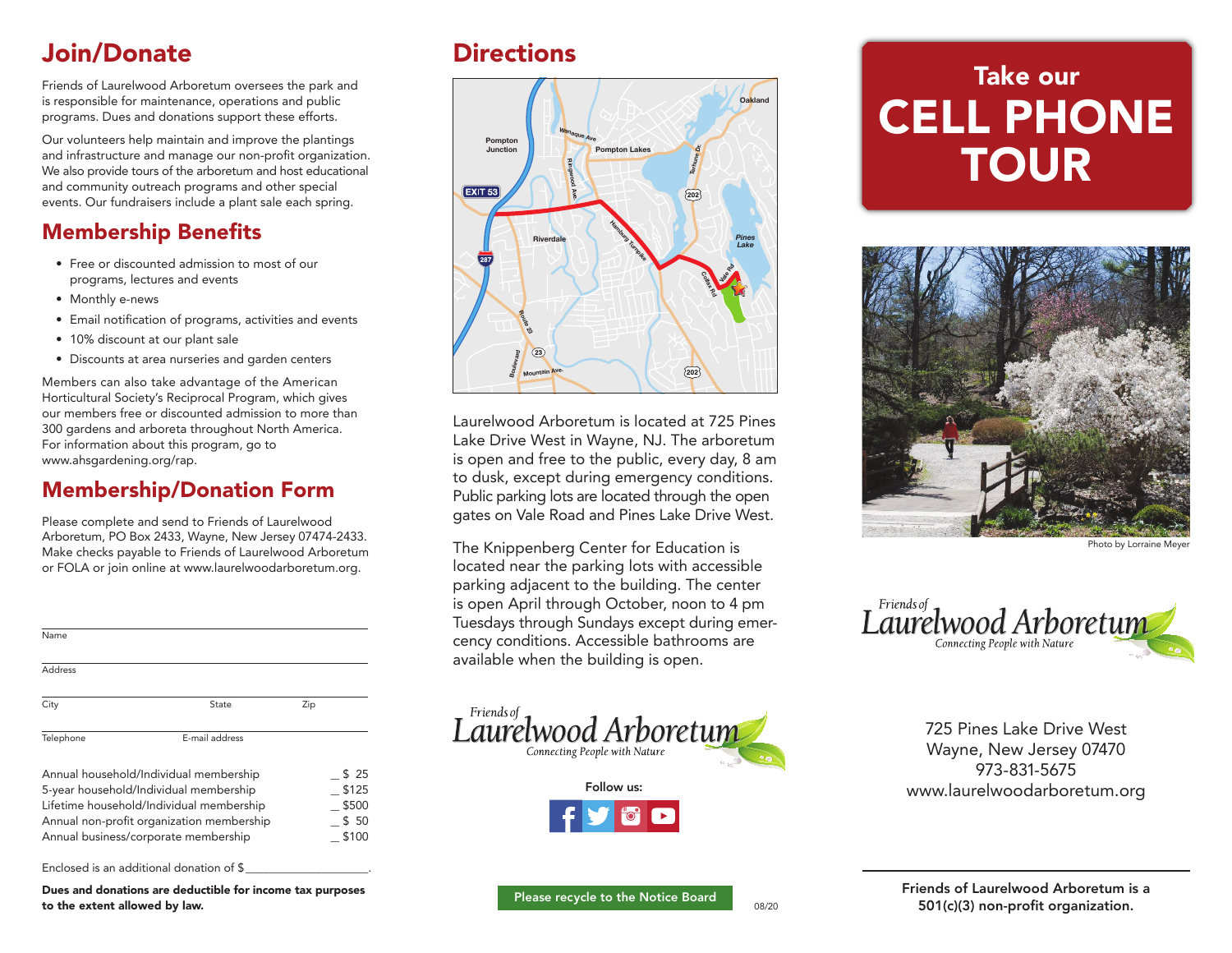## Join/Donate

Friends of Laurelwood Arboretum oversees the park and is responsible for maintenance, operations and public programs. Dues and donations support these efforts.

Our volunteers help maintain and improve the plantings and infrastructure and manage our non-profit organization. We also provide tours of the arboretum and host educational and community outreach programs and other special events. Our fundraisers include a plant sale each spring.

## Membership Benefits

- Free or discounted admission to most of our programs, lectures and events
- Monthly e-news
- Email notification of programs, activities and events
- 10% discount at our plant sale
- Discounts at area nurseries and garden centers

Members can also take advantage of the American Horticultural Society's Reciprocal Program, which gives our members free or discounted admission to more than 300 gardens and arboreta throughout North America. For information about this program, go to www.ahsgardening.org/rap.

## Membership/Donation Form

Please complete and send to Friends of Laurelwood Arboretum, PO Box 2433, Wayne, New Jersey 07474-2433. Make checks payable to Friends of Laurelwood Arboretum or FOLA or join online at www.laurelwoodarboretum.org.

Name

Address

City State Zip

Telephone E-mail address

| | |
|---|---|
| Annual household/Individual membership | _ $ 25 |
| 5-year household/Individual membership | _ $125 |
| Lifetime household/Individual membership | _ $500 |
| Annual non-profit organization membership | _ $ 50 |
| Annual business/corporate membership | _ $100 |

Enclosed is an additional donation of $____________________.

**Dues and donations are deductible for income tax purposes to the extent allowed by law.**

## Directions

Laurelwood Arboretum is located at 725 Pines Lake Drive West in Wayne, NJ. The arboretum is open and free to the public, every day, 8 am to dusk, except during emergency conditions. Public parking lots are located through the open gates on Vale Road and Pines Lake Drive West.

The Knippenberg Center for Education is located near the parking lots with accessible parking adjacent to the building. The center is open April through October, noon to 4 pm Tuesdays through Sundays except during emergency conditions. Accessible bathrooms are available when the building is open.

*Friends of* Laurelwood Arboretum
*Connecting People with Nature*

Follow us:

Please recycle to the Notice Board

08/20

# Take our CELL PHONE TOUR

Photo by Lorraine Meyer

*Friends of* Laurelwood Arboretum
*Connecting People with Nature*

725 Pines Lake Drive West
Wayne, New Jersey 07470
973-831-5675
www.laurelwoodarboretum.org

**Friends of Laurelwood Arboretum is a 501(c)(3) non-profit organization.**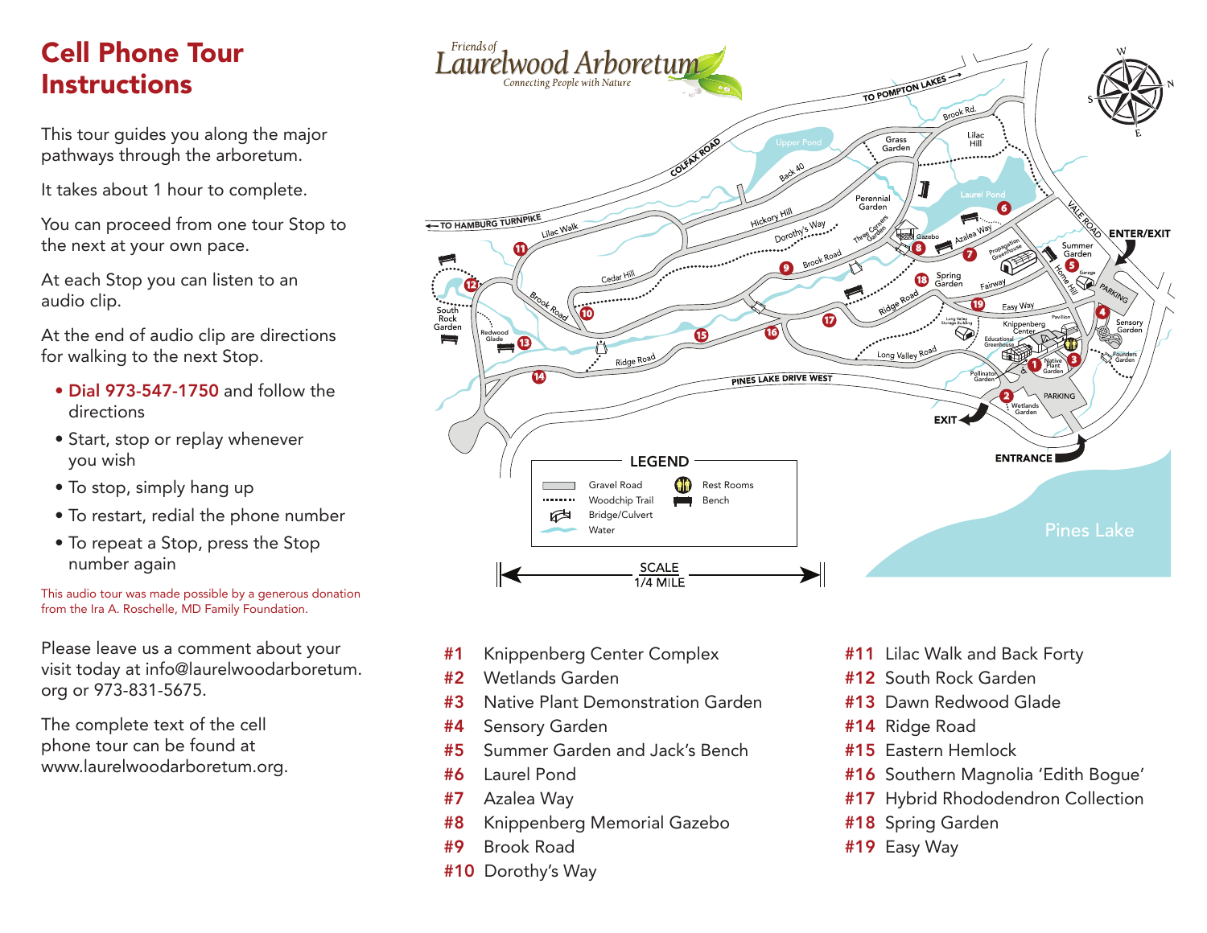# Cell Phone Tour Instructions

This tour guides you along the major pathways through the arboretum.

It takes about 1 hour to complete.

You can proceed from one tour Stop to the next at your own pace.

At each Stop you can listen to an audio clip.

At the end of audio clip are directions for walking to the next Stop.

- **Dial 973-547-1750** and follow the directions
- Start, stop or replay whenever you wish
- To stop, simply hang up
- To restart, redial the phone number
- To repeat a Stop, press the Stop number again

This audio tour was made possible by a generous donation from the Ira A. Roschelle, MD Family Foundation.

Please leave us a comment about your visit today at info@laurelwoodarboretum.org or 973-831-5675.

The complete text of the cell phone tour can be found at www.laurelwoodarboretum.org.

Friends of
Laurelwood Arboretum
Connecting People with Nature

LEGEND
Gravel Road
Woodchip Trail
Bridge/Culvert
Water
Rest Rooms
Bench

SCALE
1/4 MILE

TO POMPTON LAKES
COLFAX ROAD
TO HAMBURG TURNPIKE
PINES LAKE DRIVE WEST
VALE ROAD
ENTER/EXIT
ENTRANCE
EXIT
PARKING
Pines Lake

**#1** Knippenberg Center Complex
**#2** Wetlands Garden
**#3** Native Plant Demonstration Garden
**#4** Sensory Garden
**#5** Summer Garden and Jack's Bench
**#6** Laurel Pond
**#7** Azalea Way
**#8** Knippenberg Memorial Gazebo
**#9** Brook Road
**#10** Dorothy's Way
**#11** Lilac Walk and Back Forty
**#12** South Rock Garden
**#13** Dawn Redwood Glade
**#14** Ridge Road
**#15** Eastern Hemlock
**#16** Southern Magnolia 'Edith Bogue'
**#17** Hybrid Rhododendron Collection
**#18** Spring Garden
**#19** Easy Way